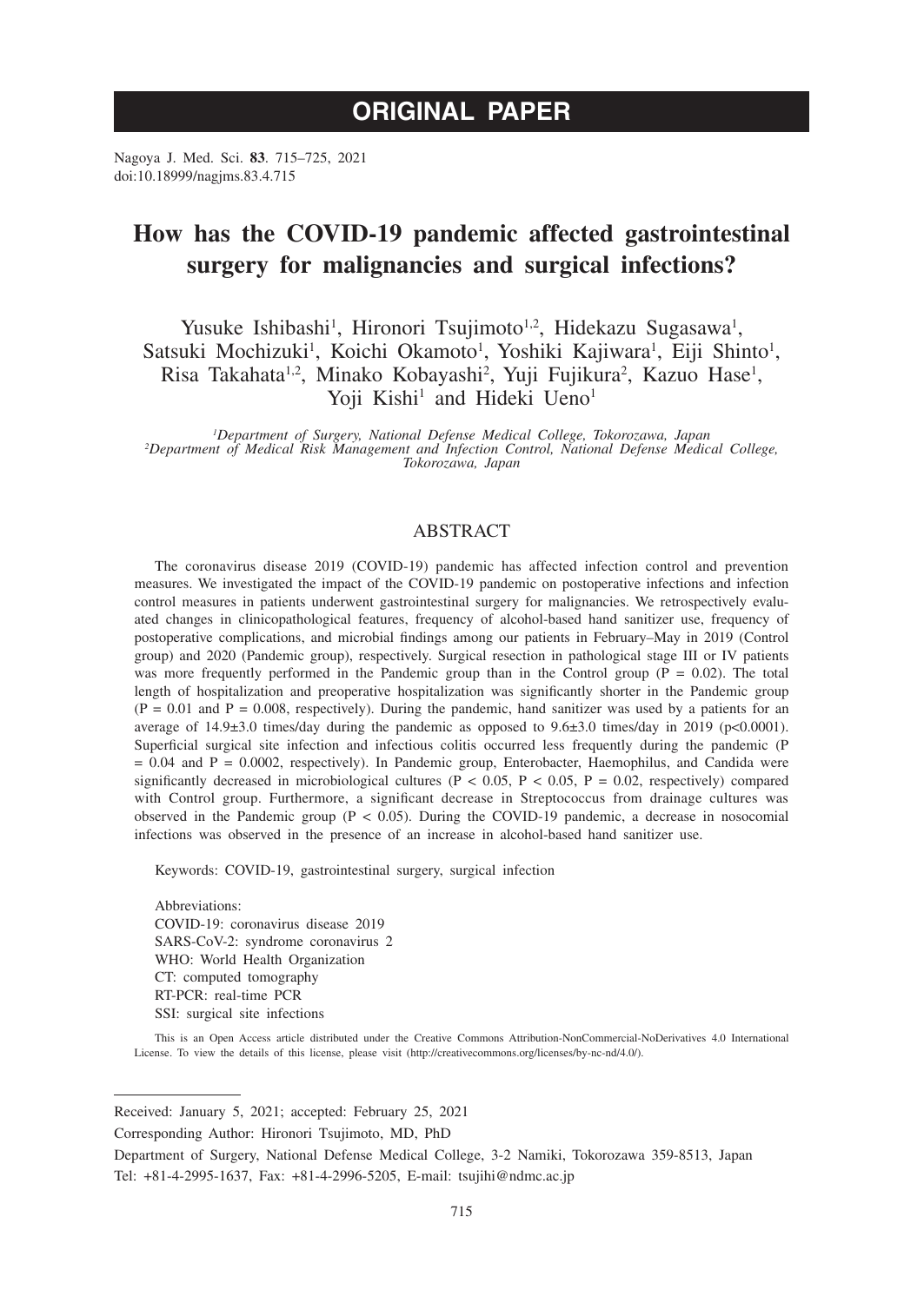# ORIGINAL PAPER

Nagoya J. Med. Sci. **83**. 715–725, 2021
doi:10.18999/nagjms.83.4.715

# How has the COVID-19 pandemic affected gastrointestinal surgery for malignancies and surgical infections?

Yusuke Ishibashi[1], Hironori Tsujimoto[1,2], Hidekazu Sugasawa[1], Satsuki Mochizuki[1], Koichi Okamoto[1], Yoshiki Kajiwara[1], Eiji Shinto[1], Risa Takahata[1,2], Minako Kobayashi[2], Yuji Fujikura[2], Kazuo Hase[1], Yoji Kishi[1] and Hideki Ueno[1]

*[1]Department of Surgery, National Defense Medical College, Tokorozawa, Japan*
*[2]Department of Medical Risk Management and Infection Control, National Defense Medical College, Tokorozawa, Japan*

## ABSTRACT

The coronavirus disease 2019 (COVID-19) pandemic has affected infection control and prevention measures. We investigated the impact of the COVID-19 pandemic on postoperative infections and infection control measures in patients underwent gastrointestinal surgery for malignancies. We retrospectively evaluated changes in clinicopathological features, frequency of alcohol-based hand sanitizer use, frequency of postoperative complications, and microbial findings among our patients in February–May in 2019 (Control group) and 2020 (Pandemic group), respectively. Surgical resection in pathological stage III or IV patients was more frequently performed in the Pandemic group than in the Control group ($P = 0.02$). The total length of hospitalization and preoperative hospitalization was significantly shorter in the Pandemic group ($P = 0.01$ and $P = 0.008$, respectively). During the pandemic, hand sanitizer was used by a patients for an average of $14.9 \pm 3.0$ times/day during the pandemic as opposed to $9.6 \pm 3.0$ times/day in 2019 ($p<0.0001$). Superficial surgical site infection and infectious colitis occurred less frequently during the pandemic ($P = 0.04$ and $P = 0.0002$, respectively). In Pandemic group, Enterobacter, Haemophilus, and Candida were significantly decreased in microbiological cultures ($P < 0.05$, $P < 0.05$, $P = 0.02$, respectively) compared with Control group. Furthermore, a significant decrease in Streptococcus from drainage cultures was observed in the Pandemic group ($P < 0.05$). During the COVID-19 pandemic, a decrease in nosocomial infections was observed in the presence of an increase in alcohol-based hand sanitizer use.

Keywords: COVID-19, gastrointestinal surgery, surgical infection

Abbreviations:
COVID-19: coronavirus disease 2019
SARS-CoV-2: syndrome coronavirus 2
WHO: World Health Organization
CT: computed tomography
RT-PCR: real-time PCR
SSI: surgical site infections

This is an Open Access article distributed under the Creative Commons Attribution-NonCommercial-NoDerivatives 4.0 International License. To view the details of this license, please visit (http://creativecommons.org/licenses/by-nc-nd/4.0/).

---

Received: January 5, 2021; accepted: February 25, 2021

Corresponding Author: Hironori Tsujimoto, MD, PhD

Department of Surgery, National Defense Medical College, 3-2 Namiki, Tokorozawa 359-8513, Japan
Tel: +81-4-2995-1637, Fax: +81-4-2996-5205, E-mail: tsujihi@ndmc.ac.jp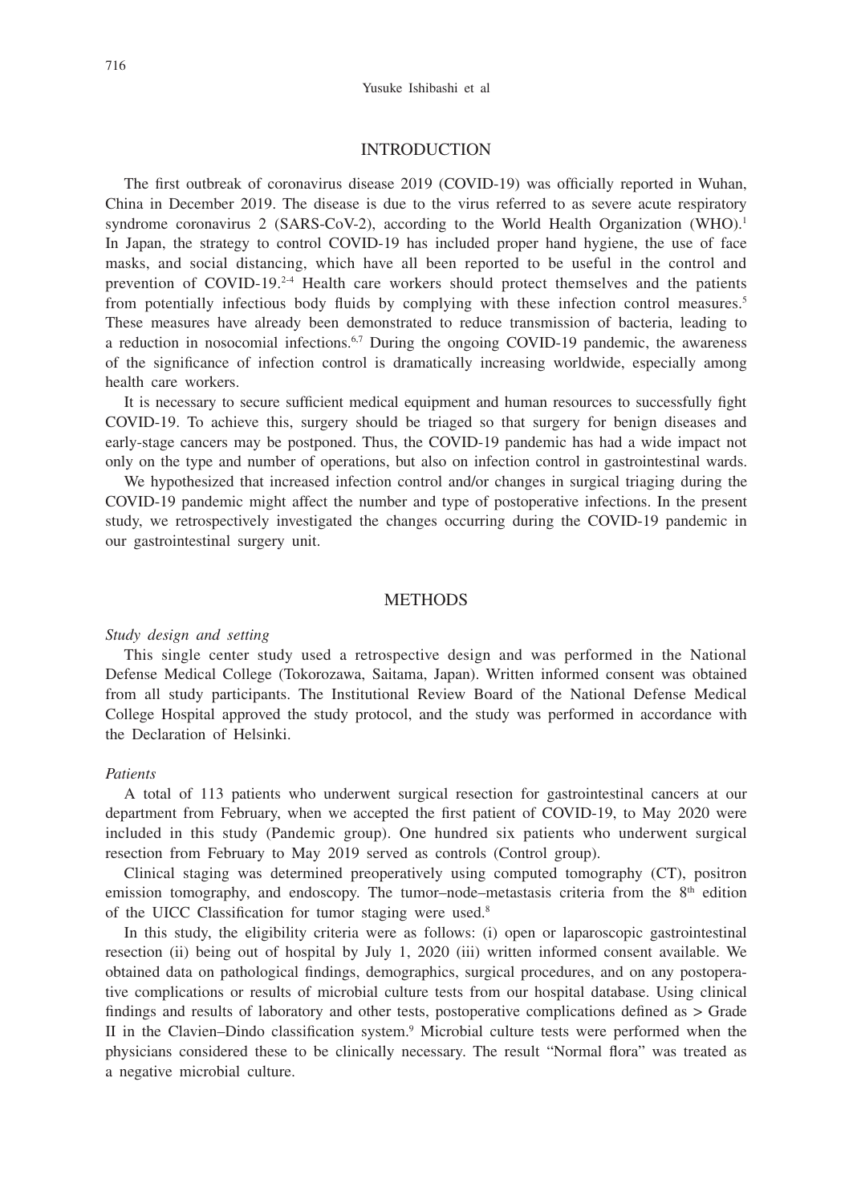## INTRODUCTION

The first outbreak of coronavirus disease 2019 (COVID-19) was officially reported in Wuhan, China in December 2019. The disease is due to the virus referred to as severe acute respiratory syndrome coronavirus 2 (SARS-CoV-2), according to the World Health Organization (WHO).[1] In Japan, the strategy to control COVID-19 has included proper hand hygiene, the use of face masks, and social distancing, which have all been reported to be useful in the control and prevention of COVID-19.[2-4] Health care workers should protect themselves and the patients from potentially infectious body fluids by complying with these infection control measures.[5] These measures have already been demonstrated to reduce transmission of bacteria, leading to a reduction in nosocomial infections.[6,7] During the ongoing COVID-19 pandemic, the awareness of the significance of infection control is dramatically increasing worldwide, especially among health care workers.

It is necessary to secure sufficient medical equipment and human resources to successfully fight COVID-19. To achieve this, surgery should be triaged so that surgery for benign diseases and early-stage cancers may be postponed. Thus, the COVID-19 pandemic has had a wide impact not only on the type and number of operations, but also on infection control in gastrointestinal wards.

We hypothesized that increased infection control and/or changes in surgical triaging during the COVID-19 pandemic might affect the number and type of postoperative infections. In the present study, we retrospectively investigated the changes occurring during the COVID-19 pandemic in our gastrointestinal surgery unit.

## METHODS

*Study design and setting*

This single center study used a retrospective design and was performed in the National Defense Medical College (Tokorozawa, Saitama, Japan). Written informed consent was obtained from all study participants. The Institutional Review Board of the National Defense Medical College Hospital approved the study protocol, and the study was performed in accordance with the Declaration of Helsinki.

*Patients*

A total of 113 patients who underwent surgical resection for gastrointestinal cancers at our department from February, when we accepted the first patient of COVID-19, to May 2020 were included in this study (Pandemic group). One hundred six patients who underwent surgical resection from February to May 2019 served as controls (Control group).

Clinical staging was determined preoperatively using computed tomography (CT), positron emission tomography, and endoscopy. The tumor–node–metastasis criteria from the 8th edition of the UICC Classification for tumor staging were used.[8]

In this study, the eligibility criteria were as follows: (i) open or laparoscopic gastrointestinal resection (ii) being out of hospital by July 1, 2020 (iii) written informed consent available. We obtained data on pathological findings, demographics, surgical procedures, and on any postoperative complications or results of microbial culture tests from our hospital database. Using clinical findings and results of laboratory and other tests, postoperative complications defined as > Grade II in the Clavien–Dindo classification system.[9] Microbial culture tests were performed when the physicians considered these to be clinically necessary. The result "Normal flora" was treated as a negative microbial culture.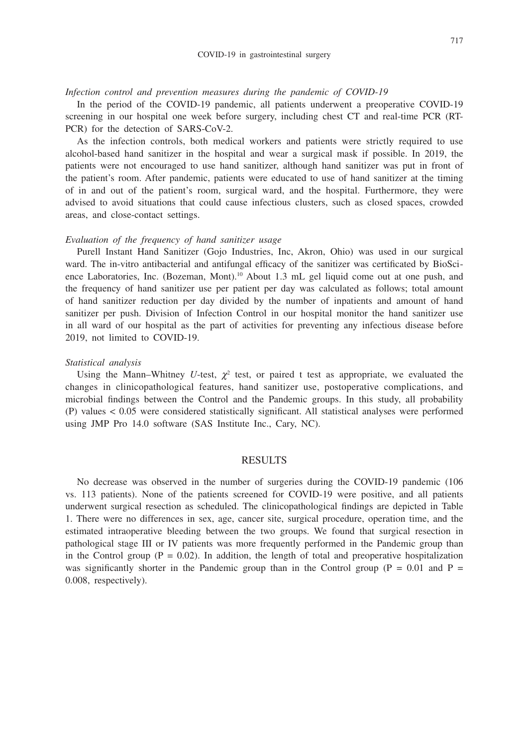*Infection control and prevention measures during the pandemic of COVID-19*

In the period of the COVID-19 pandemic, all patients underwent a preoperative COVID-19 screening in our hospital one week before surgery, including chest CT and real-time PCR (RT-PCR) for the detection of SARS-CoV-2.

As the infection controls, both medical workers and patients were strictly required to use alcohol-based hand sanitizer in the hospital and wear a surgical mask if possible. In 2019, the patients were not encouraged to use hand sanitizer, although hand sanitizer was put in front of the patient's room. After pandemic, patients were educated to use of hand sanitizer at the timing of in and out of the patient's room, surgical ward, and the hospital. Furthermore, they were advised to avoid situations that could cause infectious clusters, such as closed spaces, crowded areas, and close-contact settings.

*Evaluation of the frequency of hand sanitizer usage*

Purell Instant Hand Sanitizer (Gojo Industries, Inc, Akron, Ohio) was used in our surgical ward. The in-vitro antibacterial and antifungal efficacy of the sanitizer was certificated by BioScience Laboratories, Inc. (Bozeman, Mont).[10] About 1.3 mL gel liquid come out at one push, and the frequency of hand sanitizer use per patient per day was calculated as follows; total amount of hand sanitizer reduction per day divided by the number of inpatients and amount of hand sanitizer per push. Division of Infection Control in our hospital monitor the hand sanitizer use in all ward of our hospital as the part of activities for preventing any infectious disease before 2019, not limited to COVID-19.

*Statistical analysis*

Using the Mann–Whitney *U*-test, $\chi^2$ test, or paired t test as appropriate, we evaluated the changes in clinicopathological features, hand sanitizer use, postoperative complications, and microbial findings between the Control and the Pandemic groups. In this study, all probability (P) values < 0.05 were considered statistically significant. All statistical analyses were performed using JMP Pro 14.0 software (SAS Institute Inc., Cary, NC).

## RESULTS

No decrease was observed in the number of surgeries during the COVID-19 pandemic (106 vs. 113 patients). None of the patients screened for COVID-19 were positive, and all patients underwent surgical resection as scheduled. The clinicopathological findings are depicted in Table 1. There were no differences in sex, age, cancer site, surgical procedure, operation time, and the estimated intraoperative bleeding between the two groups. We found that surgical resection in pathological stage III or IV patients was more frequently performed in the Pandemic group than in the Control group (P = 0.02). In addition, the length of total and preoperative hospitalization was significantly shorter in the Pandemic group than in the Control group (P = 0.01 and P = 0.008, respectively).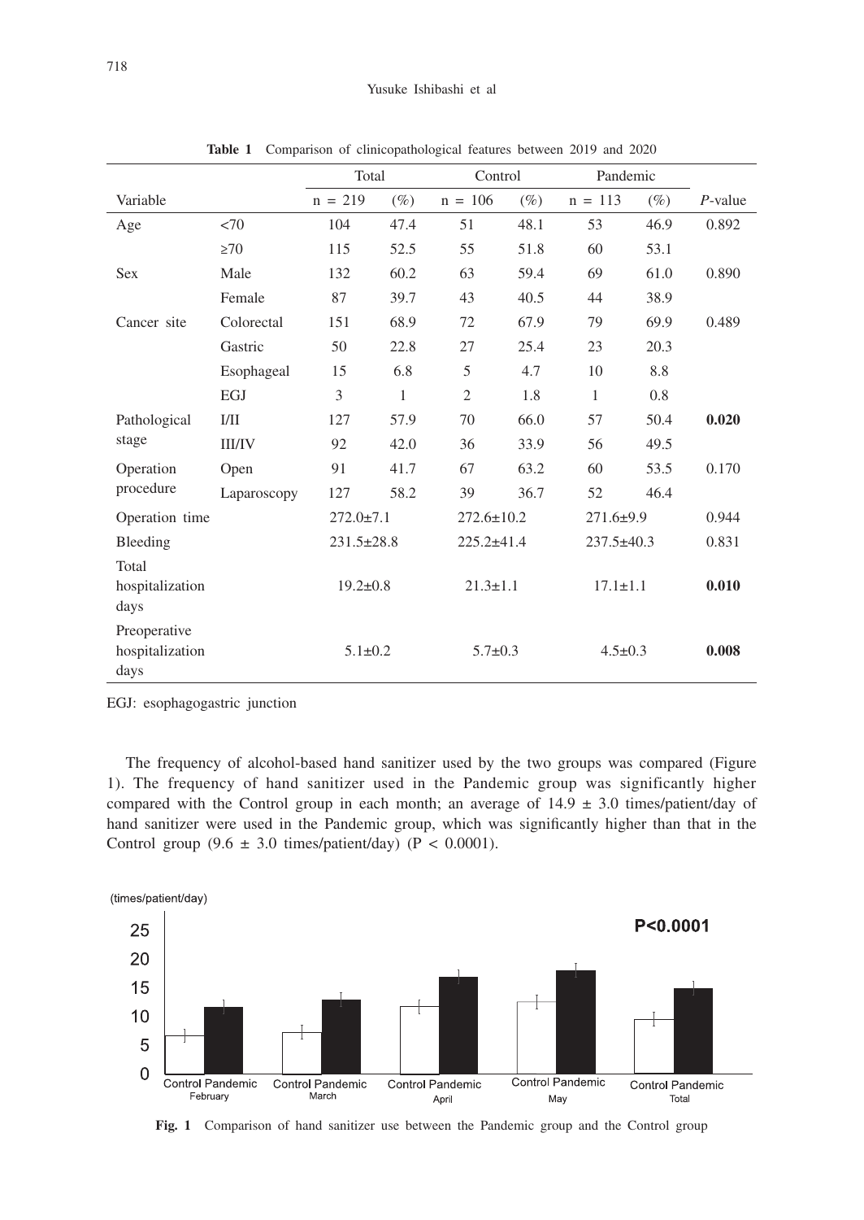**Table 1** Comparison of clinicopathological features between 2019 and 2020

| Variable | | Total | | Control | | Pandemic | | *P*-value |
|---|---|---|---|---|---|---|---|---|
| | | n = 219 | (%) | n = 106 | (%) | n = 113 | (%) | |
| Age | <70 | 104 | 47.4 | 51 | 48.1 | 53 | 46.9 | 0.892 |
| | ≥70 | 115 | 52.5 | 55 | 51.8 | 60 | 53.1 | |
| Sex | Male | 132 | 60.2 | 63 | 59.4 | 69 | 61.0 | 0.890 |
| | Female | 87 | 39.7 | 43 | 40.5 | 44 | 38.9 | |
| Cancer site | Colorectal | 151 | 68.9 | 72 | 67.9 | 79 | 69.9 | 0.489 |
| | Gastric | 50 | 22.8 | 27 | 25.4 | 23 | 20.3 | |
| | Esophageal | 15 | 6.8 | 5 | 4.7 | 10 | 8.8 | |
| | EGJ | 3 | 1 | 2 | 1.8 | 1 | 0.8 | |
| Pathological stage | I/II | 127 | 57.9 | 70 | 66.0 | 57 | 50.4 | **0.020** |
| | III/IV | 92 | 42.0 | 36 | 33.9 | 56 | 49.5 | |
| Operation procedure | Open | 91 | 41.7 | 67 | 63.2 | 60 | 53.5 | 0.170 |
| | Laparoscopy | 127 | 58.2 | 39 | 36.7 | 52 | 46.4 | |
| Operation time | | 272.0±7.1 | | 272.6±10.2 | | 271.6±9.9 | | 0.944 |
| Bleeding | | 231.5±28.8 | | 225.2±41.4 | | 237.5±40.3 | | 0.831 |
| Total hospitalization days | | 19.2±0.8 | | 21.3±1.1 | | 17.1±1.1 | | **0.010** |
| Preoperative hospitalization days | | 5.1±0.2 | | 5.7±0.3 | | 4.5±0.3 | | **0.008** |

EGJ: esophagogastric junction

The frequency of alcohol-based hand sanitizer used by the two groups was compared (Figure 1). The frequency of hand sanitizer used in the Pandemic group was significantly higher compared with the Control group in each month; an average of 14.9 ± 3.0 times/patient/day of hand sanitizer were used in the Pandemic group, which was significantly higher than that in the Control group (9.6 ± 3.0 times/patient/day) ($P < 0.0001$).

**Fig. 1** Comparison of hand sanitizer use between the Pandemic group and the Control group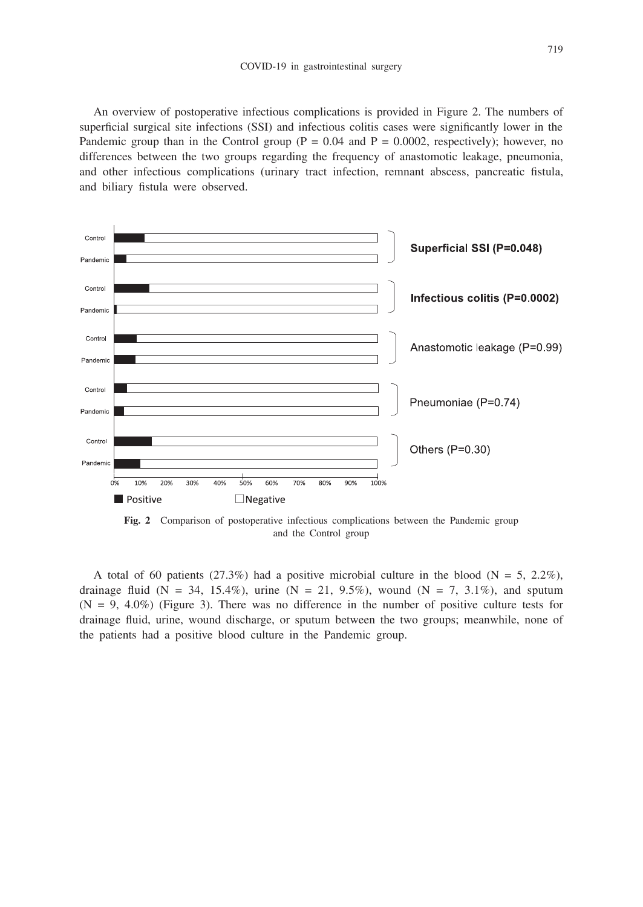An overview of postoperative infectious complications is provided in Figure 2. The numbers of superficial surgical site infections (SSI) and infectious colitis cases were significantly lower in the Pandemic group than in the Control group ($P = 0.04$ and $P = 0.0002$, respectively); however, no differences between the two groups regarding the frequency of anastomotic leakage, pneumonia, and other infectious complications (urinary tract infection, remnant abscess, pancreatic fistula, and biliary fistula were observed.

**Fig. 2** Comparison of postoperative infectious complications between the Pandemic group and the Control group

A total of 60 patients (27.3%) had a positive microbial culture in the blood (N = 5, 2.2%), drainage fluid (N = 34, 15.4%), urine (N = 21, 9.5%), wound (N = 7, 3.1%), and sputum (N = 9, 4.0%) (Figure 3). There was no difference in the number of positive culture tests for drainage fluid, urine, wound discharge, or sputum between the two groups; meanwhile, none of the patients had a positive blood culture in the Pandemic group.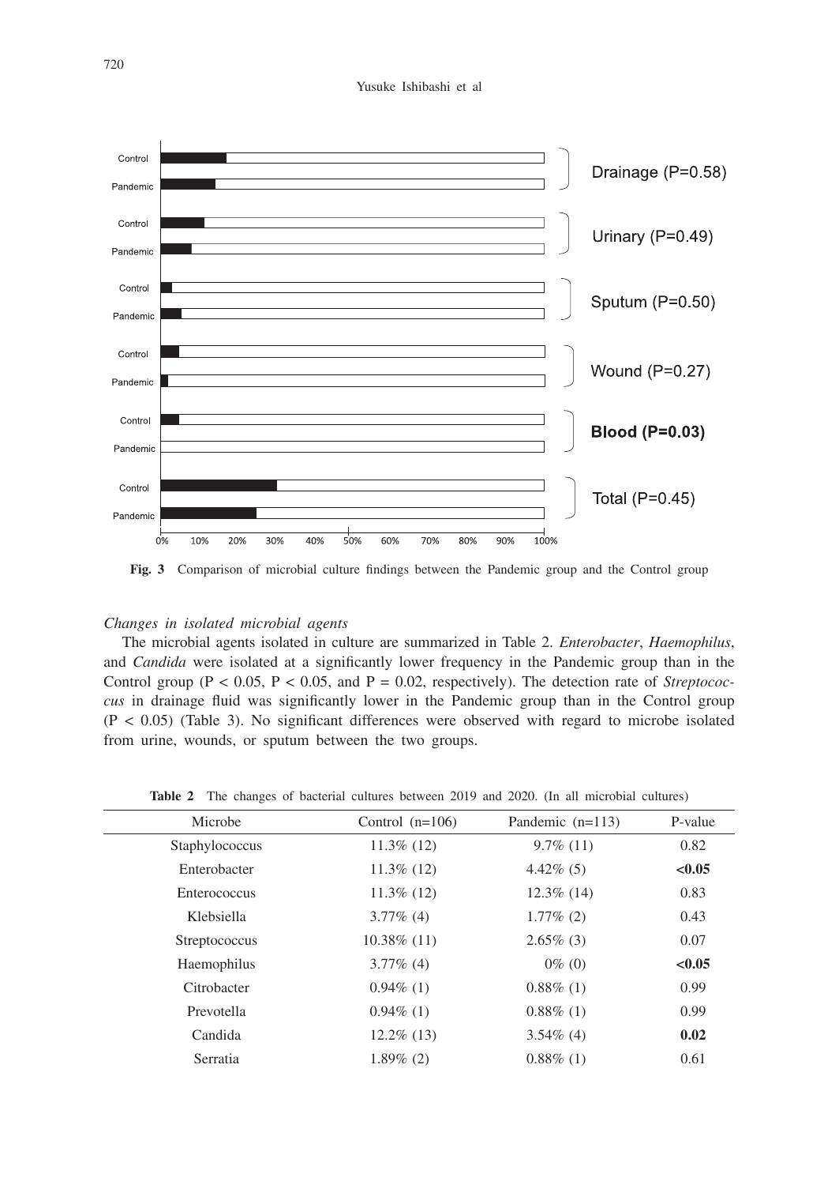Control

Pandemic

Drainage (P=0.58)

Control

Pandemic

Urinary (P=0.49)

Control

Pandemic

Sputum (P=0.50)

Control

Pandemic

Wound (P=0.27)

Control

Pandemic

**Blood (P=0.03)**

Control

Pandemic

Total (P=0.45)

0% 10% 20% 30% 40% 50% 60% 70% 80% 90% 100%

**Fig. 3** Comparison of microbial culture findings between the Pandemic group and the Control group

*Changes in isolated microbial agents*

The microbial agents isolated in culture are summarized in Table 2. *Enterobacter*, *Haemophilus*, and *Candida* were isolated at a significantly lower frequency in the Pandemic group than in the Control group ($P < 0.05$, $P < 0.05$, and $P = 0.02$, respectively). The detection rate of *Streptococcus* in drainage fluid was significantly lower in the Pandemic group than in the Control group ($P < 0.05$) (Table 3). No significant differences were observed with regard to microbe isolated from urine, wounds, or sputum between the two groups.

**Table 2** The changes of bacterial cultures between 2019 and 2020. (In all microbial cultures)

| Microbe | Control (n=106) | Pandemic (n=113) | P-value |
|---|---|---|---|
| Staphylococcus | 11.3% (12) | 9.7% (11) | 0.82 |
| Enterobacter | 11.3% (12) | 4.42% (5) | **<0.05** |
| Enterococcus | 11.3% (12) | 12.3% (14) | 0.83 |
| Klebsiella | 3.77% (4) | 1.77% (2) | 0.43 |
| Streptococcus | 10.38% (11) | 2.65% (3) | 0.07 |
| Haemophilus | 3.77% (4) | 0% (0) | **<0.05** |
| Citrobacter | 0.94% (1) | 0.88% (1) | 0.99 |
| Prevotella | 0.94% (1) | 0.88% (1) | 0.99 |
| Candida | 12.2% (13) | 3.54% (4) | **0.02** |
| Serratia | 1.89% (2) | 0.88% (1) | 0.61 |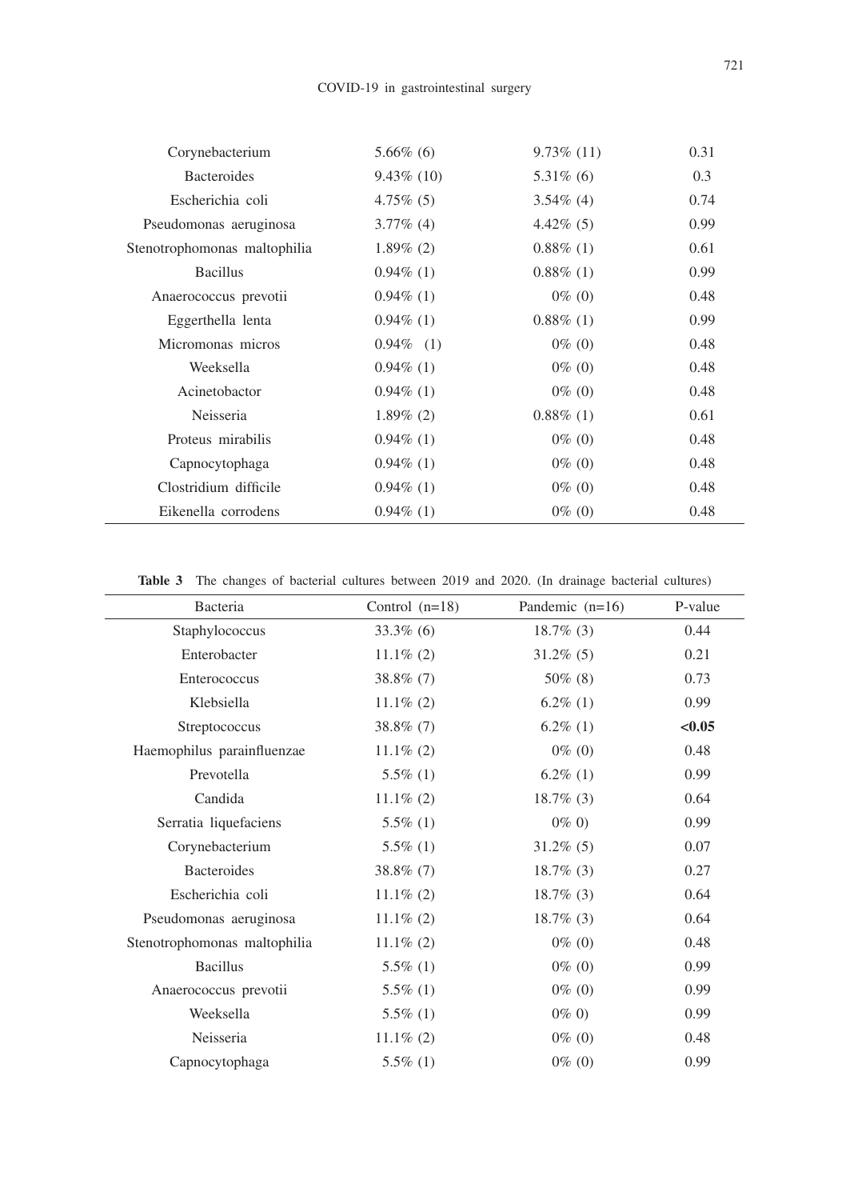| | | | |
|---|---|---|---|
| Corynebacterium | 5.66% (6) | 9.73% (11) | 0.31 |
| Bacteroides | 9.43% (10) | 5.31% (6) | 0.3 |
| Escherichia coli | 4.75% (5) | 3.54% (4) | 0.74 |
| Pseudomonas aeruginosa | 3.77% (4) | 4.42% (5) | 0.99 |
| Stenotrophomonas maltophilia | 1.89% (2) | 0.88% (1) | 0.61 |
| Bacillus | 0.94% (1) | 0.88% (1) | 0.99 |
| Anaerococcus prevotii | 0.94% (1) | 0% (0) | 0.48 |
| Eggerthella lenta | 0.94% (1) | 0.88% (1) | 0.99 |
| Micromonas micros | 0.94% (1) | 0% (0) | 0.48 |
| Weeksella | 0.94% (1) | 0% (0) | 0.48 |
| Acinetobactor | 0.94% (1) | 0% (0) | 0.48 |
| Neisseria | 1.89% (2) | 0.88% (1) | 0.61 |
| Proteus mirabilis | 0.94% (1) | 0% (0) | 0.48 |
| Capnocytophaga | 0.94% (1) | 0% (0) | 0.48 |
| Clostridium difficile | 0.94% (1) | 0% (0) | 0.48 |
| Eikenella corrodens | 0.94% (1) | 0% (0) | 0.48 |

**Table 3** The changes of bacterial cultures between 2019 and 2020. (In drainage bacterial cultures)

| Bacteria | Control (n=18) | Pandemic (n=16) | P-value |
|---|---|---|---|
| Staphylococcus | 33.3% (6) | 18.7% (3) | 0.44 |
| Enterobacter | 11.1% (2) | 31.2% (5) | 0.21 |
| Enterococcus | 38.8% (7) | 50% (8) | 0.73 |
| Klebsiella | 11.1% (2) | 6.2% (1) | 0.99 |
| Streptococcus | 38.8% (7) | 6.2% (1) | **<0.05** |
| Haemophilus parainfluenzae | 11.1% (2) | 0% (0) | 0.48 |
| Prevotella | 5.5% (1) | 6.2% (1) | 0.99 |
| Candida | 11.1% (2) | 18.7% (3) | 0.64 |
| Serratia liquefaciens | 5.5% (1) | 0% 0) | 0.99 |
| Corynebacterium | 5.5% (1) | 31.2% (5) | 0.07 |
| Bacteroides | 38.8% (7) | 18.7% (3) | 0.27 |
| Escherichia coli | 11.1% (2) | 18.7% (3) | 0.64 |
| Pseudomonas aeruginosa | 11.1% (2) | 18.7% (3) | 0.64 |
| Stenotrophomonas maltophilia | 11.1% (2) | 0% (0) | 0.48 |
| Bacillus | 5.5% (1) | 0% (0) | 0.99 |
| Anaerococcus prevotii | 5.5% (1) | 0% (0) | 0.99 |
| Weeksella | 5.5% (1) | 0% 0) | 0.99 |
| Neisseria | 11.1% (2) | 0% (0) | 0.48 |
| Capnocytophaga | 5.5% (1) | 0% (0) | 0.99 |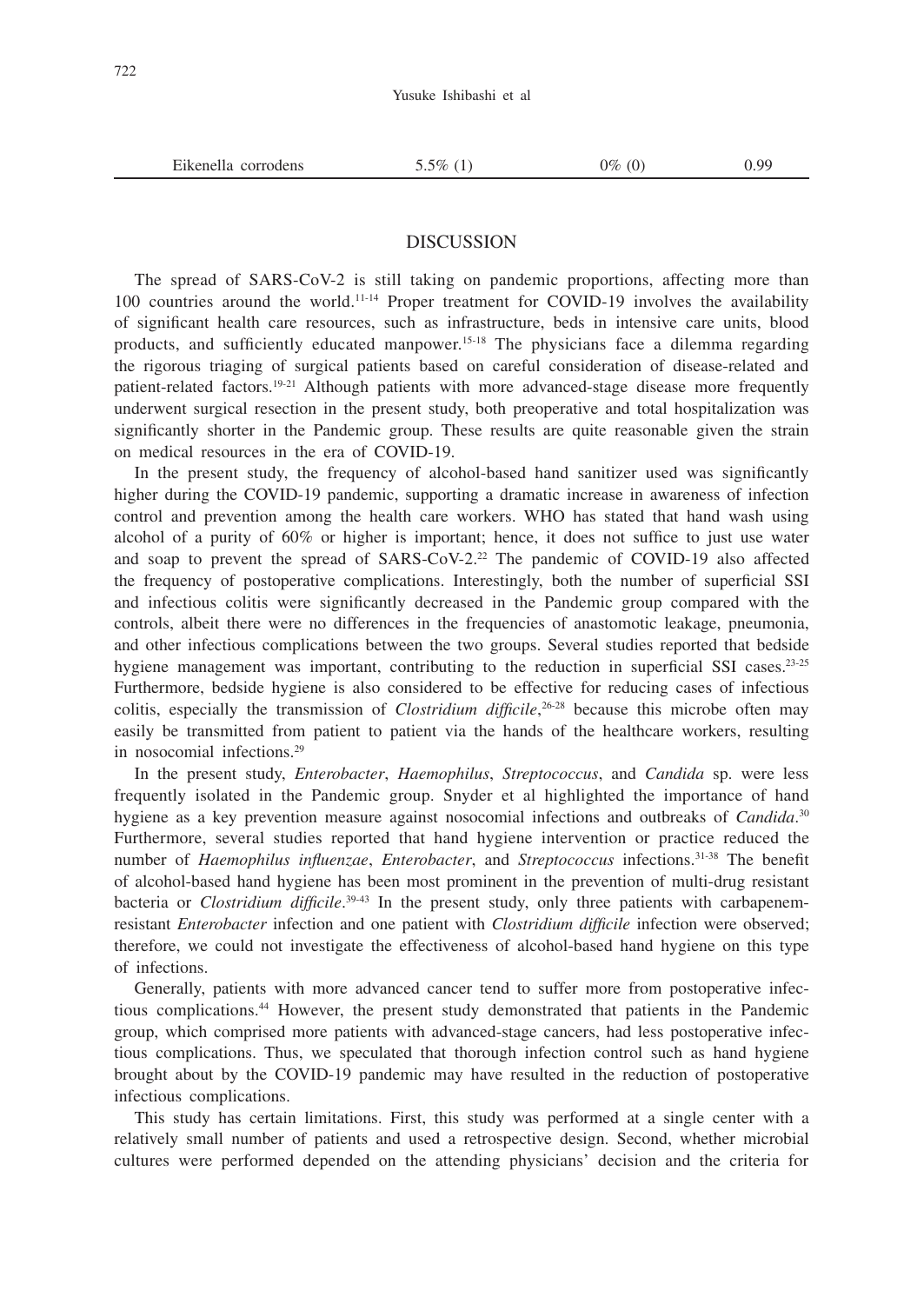| Eikenella corrodens | 5.5% (1) | 0% (0) | 0.99 |
|---|---|---|---|

## DISCUSSION

The spread of SARS-CoV-2 is still taking on pandemic proportions, affecting more than 100 countries around the world.[11-14] Proper treatment for COVID-19 involves the availability of significant health care resources, such as infrastructure, beds in intensive care units, blood products, and sufficiently educated manpower.[15-18] The physicians face a dilemma regarding the rigorous triaging of surgical patients based on careful consideration of disease-related and patient-related factors.[19-21] Although patients with more advanced-stage disease more frequently underwent surgical resection in the present study, both preoperative and total hospitalization was significantly shorter in the Pandemic group. These results are quite reasonable given the strain on medical resources in the era of COVID-19.

In the present study, the frequency of alcohol-based hand sanitizer used was significantly higher during the COVID-19 pandemic, supporting a dramatic increase in awareness of infection control and prevention among the health care workers. WHO has stated that hand wash using alcohol of a purity of 60% or higher is important; hence, it does not suffice to just use water and soap to prevent the spread of SARS-CoV-2.[22] The pandemic of COVID-19 also affected the frequency of postoperative complications. Interestingly, both the number of superficial SSI and infectious colitis were significantly decreased in the Pandemic group compared with the controls, albeit there were no differences in the frequencies of anastomotic leakage, pneumonia, and other infectious complications between the two groups. Several studies reported that bedside hygiene management was important, contributing to the reduction in superficial SSI cases.[23-25] Furthermore, bedside hygiene is also considered to be effective for reducing cases of infectious colitis, especially the transmission of *Clostridium difficile*,[26-28] because this microbe often may easily be transmitted from patient to patient via the hands of the healthcare workers, resulting in nosocomial infections.[29]

In the present study, *Enterobacter*, *Haemophilus*, *Streptococcus*, and *Candida* sp. were less frequently isolated in the Pandemic group. Snyder et al highlighted the importance of hand hygiene as a key prevention measure against nosocomial infections and outbreaks of *Candida*.[30] Furthermore, several studies reported that hand hygiene intervention or practice reduced the number of *Haemophilus influenzae*, *Enterobacter*, and *Streptococcus* infections.[31-38] The benefit of alcohol-based hand hygiene has been most prominent in the prevention of multi-drug resistant bacteria or *Clostridium difficile*.[39-43] In the present study, only three patients with carbapenem-resistant *Enterobacter* infection and one patient with *Clostridium difficile* infection were observed; therefore, we could not investigate the effectiveness of alcohol-based hand hygiene on this type of infections.

Generally, patients with more advanced cancer tend to suffer more from postoperative infectious complications.[44] However, the present study demonstrated that patients in the Pandemic group, which comprised more patients with advanced-stage cancers, had less postoperative infectious complications. Thus, we speculated that thorough infection control such as hand hygiene brought about by the COVID-19 pandemic may have resulted in the reduction of postoperative infectious complications.

This study has certain limitations. First, this study was performed at a single center with a relatively small number of patients and used a retrospective design. Second, whether microbial cultures were performed depended on the attending physicians' decision and the criteria for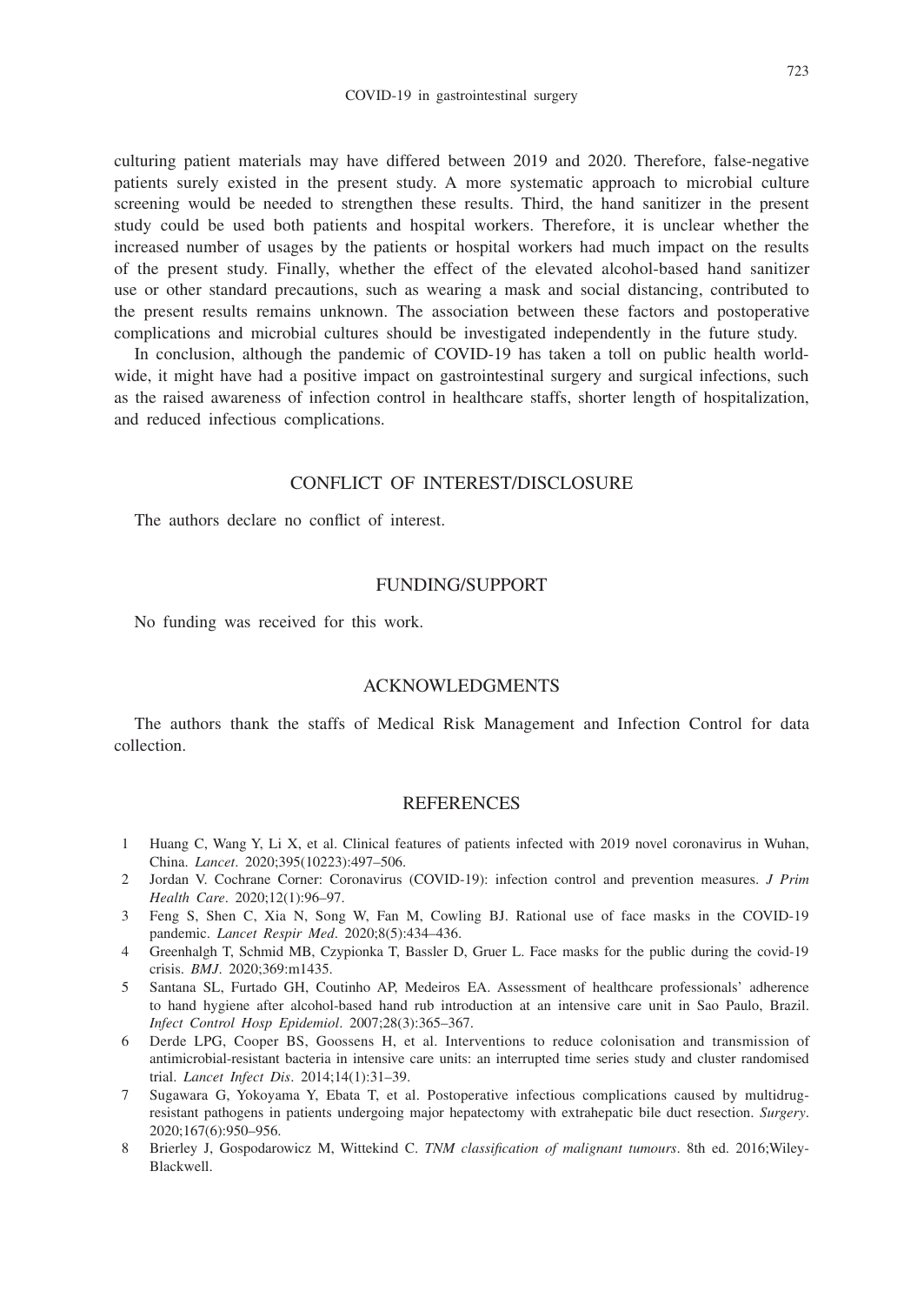culturing patient materials may have differed between 2019 and 2020. Therefore, false-negative patients surely existed in the present study. A more systematic approach to microbial culture screening would be needed to strengthen these results. Third, the hand sanitizer in the present study could be used both patients and hospital workers. Therefore, it is unclear whether the increased number of usages by the patients or hospital workers had much impact on the results of the present study. Finally, whether the effect of the elevated alcohol-based hand sanitizer use or other standard precautions, such as wearing a mask and social distancing, contributed to the present results remains unknown. The association between these factors and postoperative complications and microbial cultures should be investigated independently in the future study.

In conclusion, although the pandemic of COVID-19 has taken a toll on public health worldwide, it might have had a positive impact on gastrointestinal surgery and surgical infections, such as the raised awareness of infection control in healthcare staffs, shorter length of hospitalization, and reduced infectious complications.

## CONFLICT OF INTEREST/DISCLOSURE

The authors declare no conflict of interest.

## FUNDING/SUPPORT

No funding was received for this work.

## ACKNOWLEDGMENTS

The authors thank the staffs of Medical Risk Management and Infection Control for data collection.

## REFERENCES

1. Huang C, Wang Y, Li X, et al. Clinical features of patients infected with 2019 novel coronavirus in Wuhan, China. *Lancet*. 2020;395(10223):497–506.
2. Jordan V. Cochrane Corner: Coronavirus (COVID-19): infection control and prevention measures. *J Prim Health Care*. 2020;12(1):96–97.
3. Feng S, Shen C, Xia N, Song W, Fan M, Cowling BJ. Rational use of face masks in the COVID-19 pandemic. *Lancet Respir Med*. 2020;8(5):434–436.
4. Greenhalgh T, Schmid MB, Czypionka T, Bassler D, Gruer L. Face masks for the public during the covid-19 crisis. *BMJ*. 2020;369:m1435.
5. Santana SL, Furtado GH, Coutinho AP, Medeiros EA. Assessment of healthcare professionals' adherence to hand hygiene after alcohol-based hand rub introduction at an intensive care unit in Sao Paulo, Brazil. *Infect Control Hosp Epidemiol*. 2007;28(3):365–367.
6. Derde LPG, Cooper BS, Goossens H, et al. Interventions to reduce colonisation and transmission of antimicrobial-resistant bacteria in intensive care units: an interrupted time series study and cluster randomised trial. *Lancet Infect Dis*. 2014;14(1):31–39.
7. Sugawara G, Yokoyama Y, Ebata T, et al. Postoperative infectious complications caused by multidrug-resistant pathogens in patients undergoing major hepatectomy with extrahepatic bile duct resection. *Surgery*. 2020;167(6):950–956.
8. Brierley J, Gospodarowicz M, Wittekind C. *TNM classification of malignant tumours*. 8th ed. 2016;Wiley-Blackwell.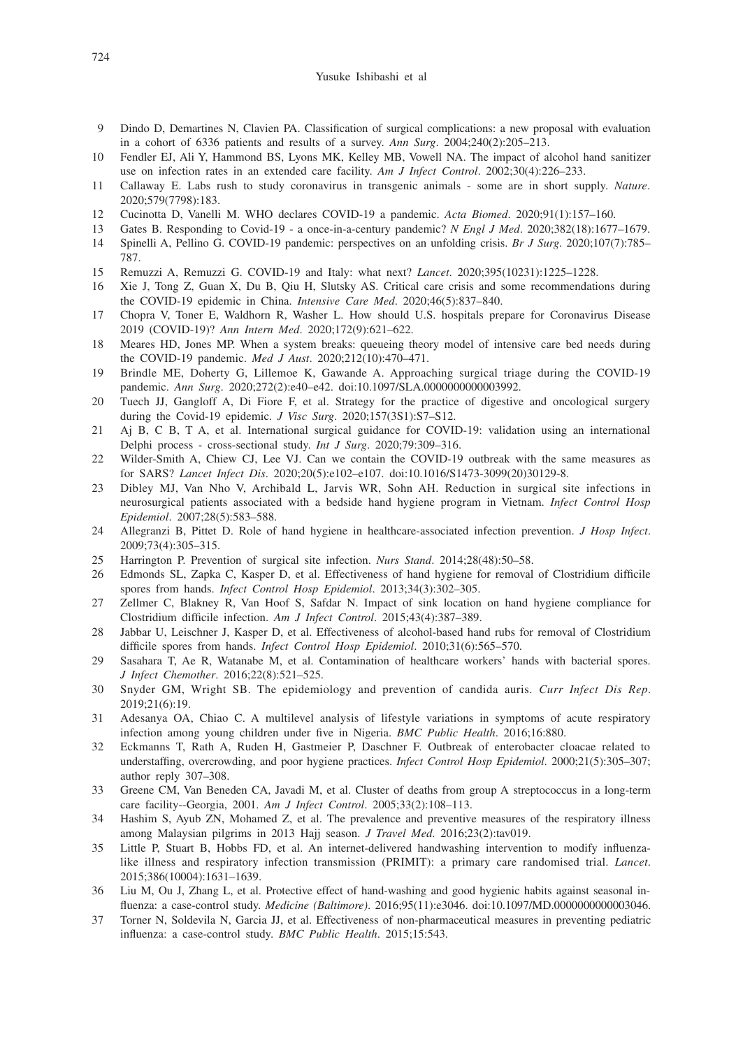9 Dindo D, Demartines N, Clavien PA. Classification of surgical complications: a new proposal with evaluation in a cohort of 6336 patients and results of a survey. *Ann Surg*. 2004;240(2):205–213.

10 Fendler EJ, Ali Y, Hammond BS, Lyons MK, Kelley MB, Vowell NA. The impact of alcohol hand sanitizer use on infection rates in an extended care facility. *Am J Infect Control*. 2002;30(4):226–233.

11 Callaway E. Labs rush to study coronavirus in transgenic animals - some are in short supply. *Nature*. 2020;579(7798):183.

12 Cucinotta D, Vanelli M. WHO declares COVID-19 a pandemic. *Acta Biomed*. 2020;91(1):157–160.

13 Gates B. Responding to Covid-19 - a once-in-a-century pandemic? *N Engl J Med*. 2020;382(18):1677–1679.

14 Spinelli A, Pellino G. COVID-19 pandemic: perspectives on an unfolding crisis. *Br J Surg*. 2020;107(7):785–787.

15 Remuzzi A, Remuzzi G. COVID-19 and Italy: what next? *Lancet*. 2020;395(10231):1225–1228.

16 Xie J, Tong Z, Guan X, Du B, Qiu H, Slutsky AS. Critical care crisis and some recommendations during the COVID-19 epidemic in China. *Intensive Care Med*. 2020;46(5):837–840.

17 Chopra V, Toner E, Waldhorn R, Washer L. How should U.S. hospitals prepare for Coronavirus Disease 2019 (COVID-19)? *Ann Intern Med*. 2020;172(9):621–622.

18 Meares HD, Jones MP. When a system breaks: queueing theory model of intensive care bed needs during the COVID-19 pandemic. *Med J Aust*. 2020;212(10):470–471.

19 Brindle ME, Doherty G, Lillemoe K, Gawande A. Approaching surgical triage during the COVID-19 pandemic. *Ann Surg*. 2020;272(2):e40–e42. doi:10.1097/SLA.0000000000003992.

20 Tuech JJ, Gangloff A, Di Fiore F, et al. Strategy for the practice of digestive and oncological surgery during the Covid-19 epidemic. *J Visc Surg*. 2020;157(3S1):S7–S12.

21 Aj B, C B, T A, et al. International surgical guidance for COVID-19: validation using an international Delphi process - cross-sectional study. *Int J Surg*. 2020;79:309–316.

22 Wilder-Smith A, Chiew CJ, Lee VJ. Can we contain the COVID-19 outbreak with the same measures as for SARS? *Lancet Infect Dis*. 2020;20(5):e102–e107. doi:10.1016/S1473-3099(20)30129-8.

23 Dibley MJ, Van Nho V, Archibald L, Jarvis WR, Sohn AH. Reduction in surgical site infections in neurosurgical patients associated with a bedside hand hygiene program in Vietnam. *Infect Control Hosp Epidemiol*. 2007;28(5):583–588.

24 Allegranzi B, Pittet D. Role of hand hygiene in healthcare-associated infection prevention. *J Hosp Infect*. 2009;73(4):305–315.

25 Harrington P. Prevention of surgical site infection. *Nurs Stand*. 2014;28(48):50–58.

26 Edmonds SL, Zapka C, Kasper D, et al. Effectiveness of hand hygiene for removal of Clostridium difficile spores from hands. *Infect Control Hosp Epidemiol*. 2013;34(3):302–305.

27 Zellmer C, Blakney R, Van Hoof S, Safdar N. Impact of sink location on hand hygiene compliance for Clostridium difficile infection. *Am J Infect Control*. 2015;43(4):387–389.

28 Jabbar U, Leischner J, Kasper D, et al. Effectiveness of alcohol-based hand rubs for removal of Clostridium difficile spores from hands. *Infect Control Hosp Epidemiol*. 2010;31(6):565–570.

29 Sasahara T, Ae R, Watanabe M, et al. Contamination of healthcare workers' hands with bacterial spores. *J Infect Chemother*. 2016;22(8):521–525.

30 Snyder GM, Wright SB. The epidemiology and prevention of candida auris. *Curr Infect Dis Rep*. 2019;21(6):19.

31 Adesanya OA, Chiao C. A multilevel analysis of lifestyle variations in symptoms of acute respiratory infection among young children under five in Nigeria. *BMC Public Health*. 2016;16:880.

32 Eckmanns T, Rath A, Ruden H, Gastmeier P, Daschner F. Outbreak of enterobacter cloacae related to understaffing, overcrowding, and poor hygiene practices. *Infect Control Hosp Epidemiol*. 2000;21(5):305–307; author reply 307–308.

33 Greene CM, Van Beneden CA, Javadi M, et al. Cluster of deaths from group A streptococcus in a long-term care facility--Georgia, 2001. *Am J Infect Control*. 2005;33(2):108–113.

34 Hashim S, Ayub ZN, Mohamed Z, et al. The prevalence and preventive measures of the respiratory illness among Malaysian pilgrims in 2013 Hajj season. *J Travel Med*. 2016;23(2):tav019.

35 Little P, Stuart B, Hobbs FD, et al. An internet-delivered handwashing intervention to modify influenza-like illness and respiratory infection transmission (PRIMIT): a primary care randomised trial. *Lancet*. 2015;386(10004):1631–1639.

36 Liu M, Ou J, Zhang L, et al. Protective effect of hand-washing and good hygienic habits against seasonal influenza: a case-control study. *Medicine (Baltimore)*. 2016;95(11):e3046. doi:10.1097/MD.0000000000003046.

37 Torner N, Soldevila N, Garcia JJ, et al. Effectiveness of non-pharmaceutical measures in preventing pediatric influenza: a case-control study. *BMC Public Health*. 2015;15:543.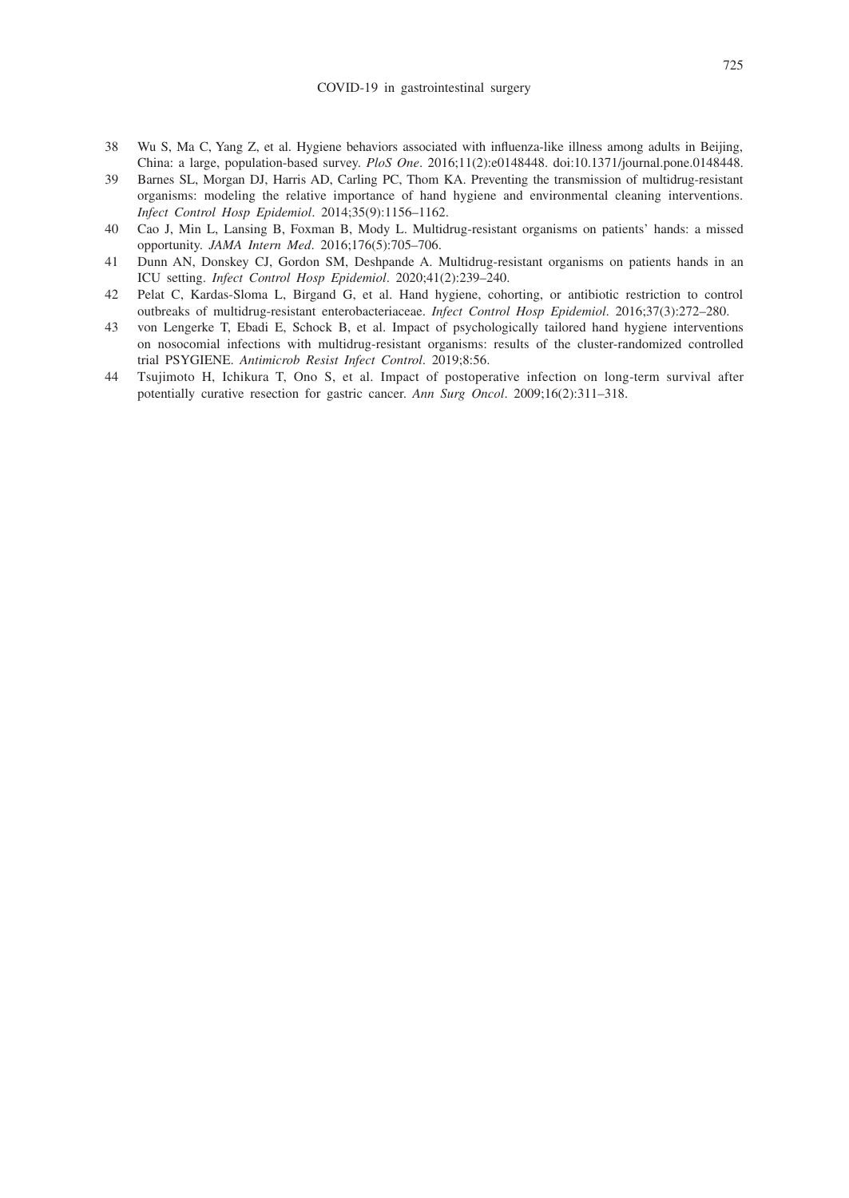38 Wu S, Ma C, Yang Z, et al. Hygiene behaviors associated with influenza-like illness among adults in Beijing, China: a large, population-based survey. *PloS One*. 2016;11(2):e0148448. doi:10.1371/journal.pone.0148448.

39 Barnes SL, Morgan DJ, Harris AD, Carling PC, Thom KA. Preventing the transmission of multidrug-resistant organisms: modeling the relative importance of hand hygiene and environmental cleaning interventions. *Infect Control Hosp Epidemiol*. 2014;35(9):1156–1162.

40 Cao J, Min L, Lansing B, Foxman B, Mody L. Multidrug-resistant organisms on patients' hands: a missed opportunity. *JAMA Intern Med*. 2016;176(5):705–706.

41 Dunn AN, Donskey CJ, Gordon SM, Deshpande A. Multidrug-resistant organisms on patients hands in an ICU setting. *Infect Control Hosp Epidemiol*. 2020;41(2):239–240.

42 Pelat C, Kardas-Sloma L, Birgand G, et al. Hand hygiene, cohorting, or antibiotic restriction to control outbreaks of multidrug-resistant enterobacteriaceae. *Infect Control Hosp Epidemiol*. 2016;37(3):272–280.

43 von Lengerke T, Ebadi E, Schock B, et al. Impact of psychologically tailored hand hygiene interventions on nosocomial infections with multidrug-resistant organisms: results of the cluster-randomized controlled trial PSYGIENE. *Antimicrob Resist Infect Control*. 2019;8:56.

44 Tsujimoto H, Ichikura T, Ono S, et al. Impact of postoperative infection on long-term survival after potentially curative resection for gastric cancer. *Ann Surg Oncol*. 2009;16(2):311–318.